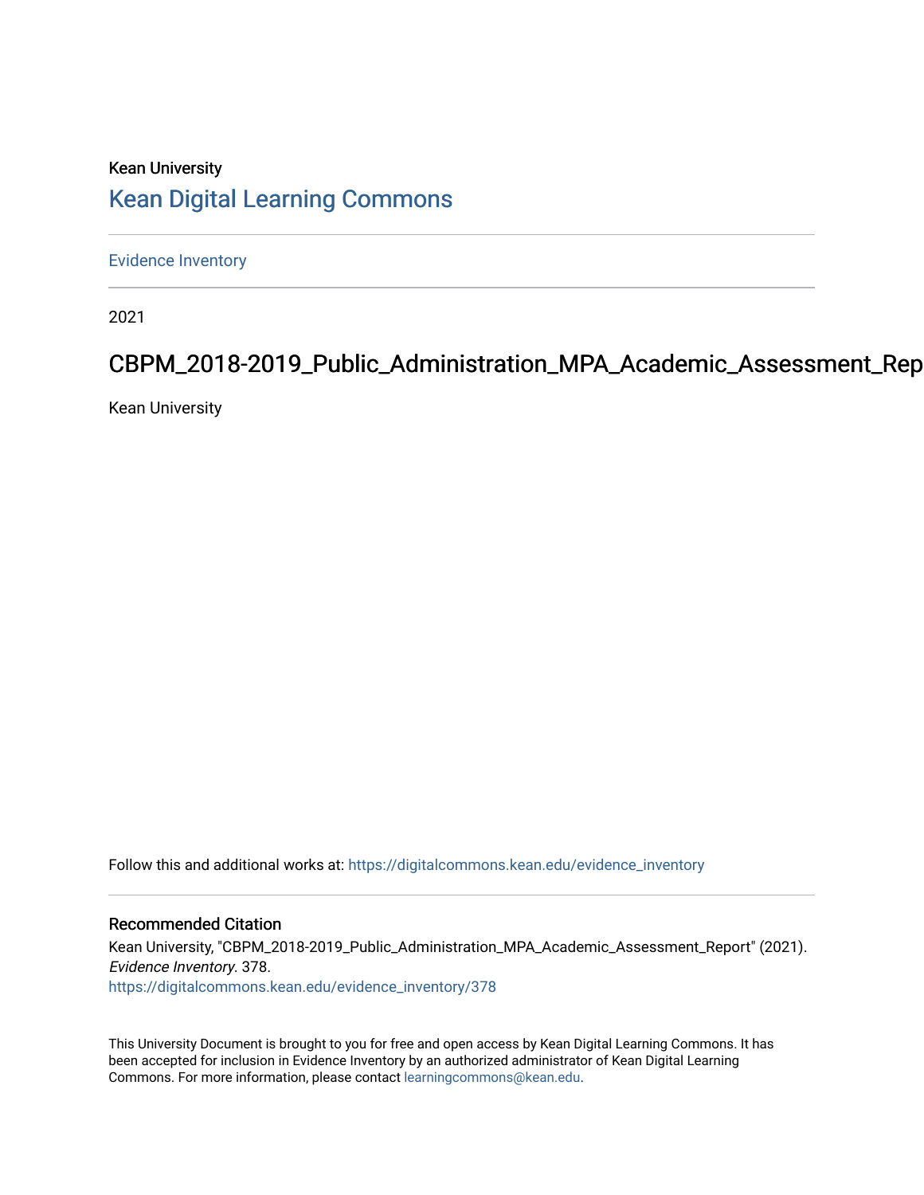Kean University

# Kean Digital Learning Commons

Evidence Inventory

2021

## CBPM_2018-2019_Public_Administration_MPA_Academic_Assessment_Rep

Kean University

Follow this and additional works at: https://digitalcommons.kean.edu/evidence_inventory

### Recommended Citation

Kean University, "CBPM_2018-2019_Public_Administration_MPA_Academic_Assessment_Report" (2021). *Evidence Inventory*. 378.
https://digitalcommons.kean.edu/evidence_inventory/378

This University Document is brought to you for free and open access by Kean Digital Learning Commons. It has been accepted for inclusion in Evidence Inventory by an authorized administrator of Kean Digital Learning Commons. For more information, please contact learningcommons@kean.edu.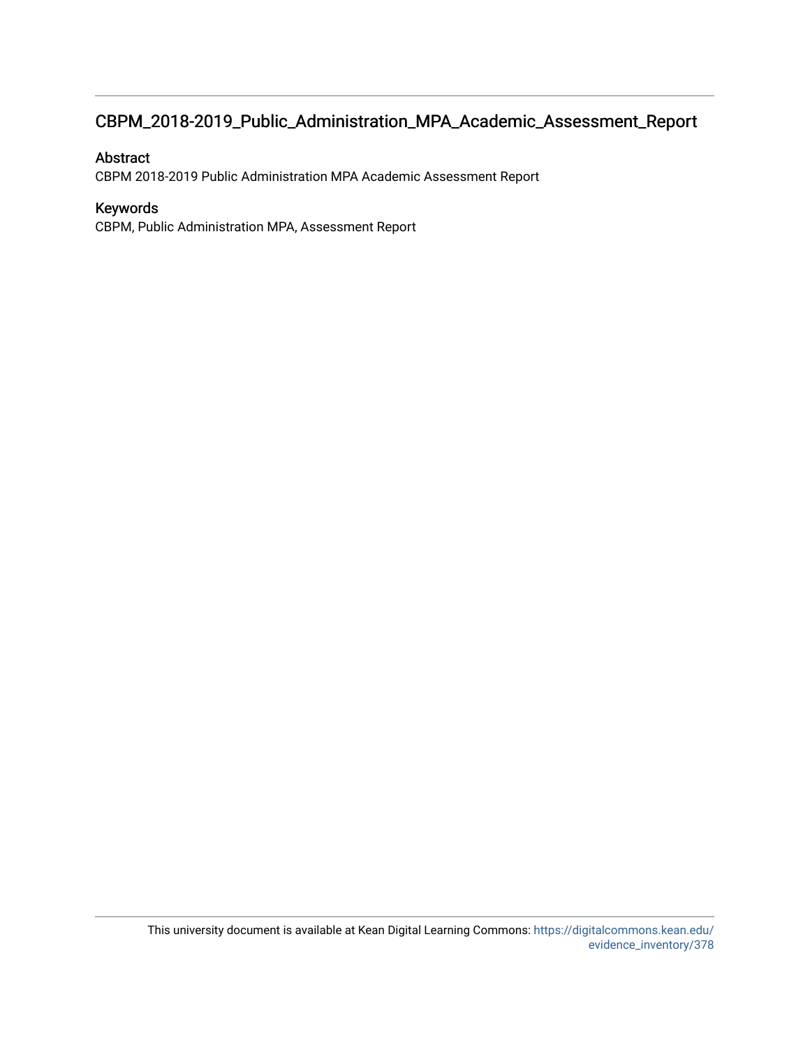# CBPM_2018-2019_Public_Administration_MPA_Academic_Assessment_Report

## Abstract

CBPM 2018-2019 Public Administration MPA Academic Assessment Report

## Keywords

CBPM, Public Administration MPA, Assessment Report

This university document is available at Kean Digital Learning Commons: https://digitalcommons.kean.edu/evidence_inventory/378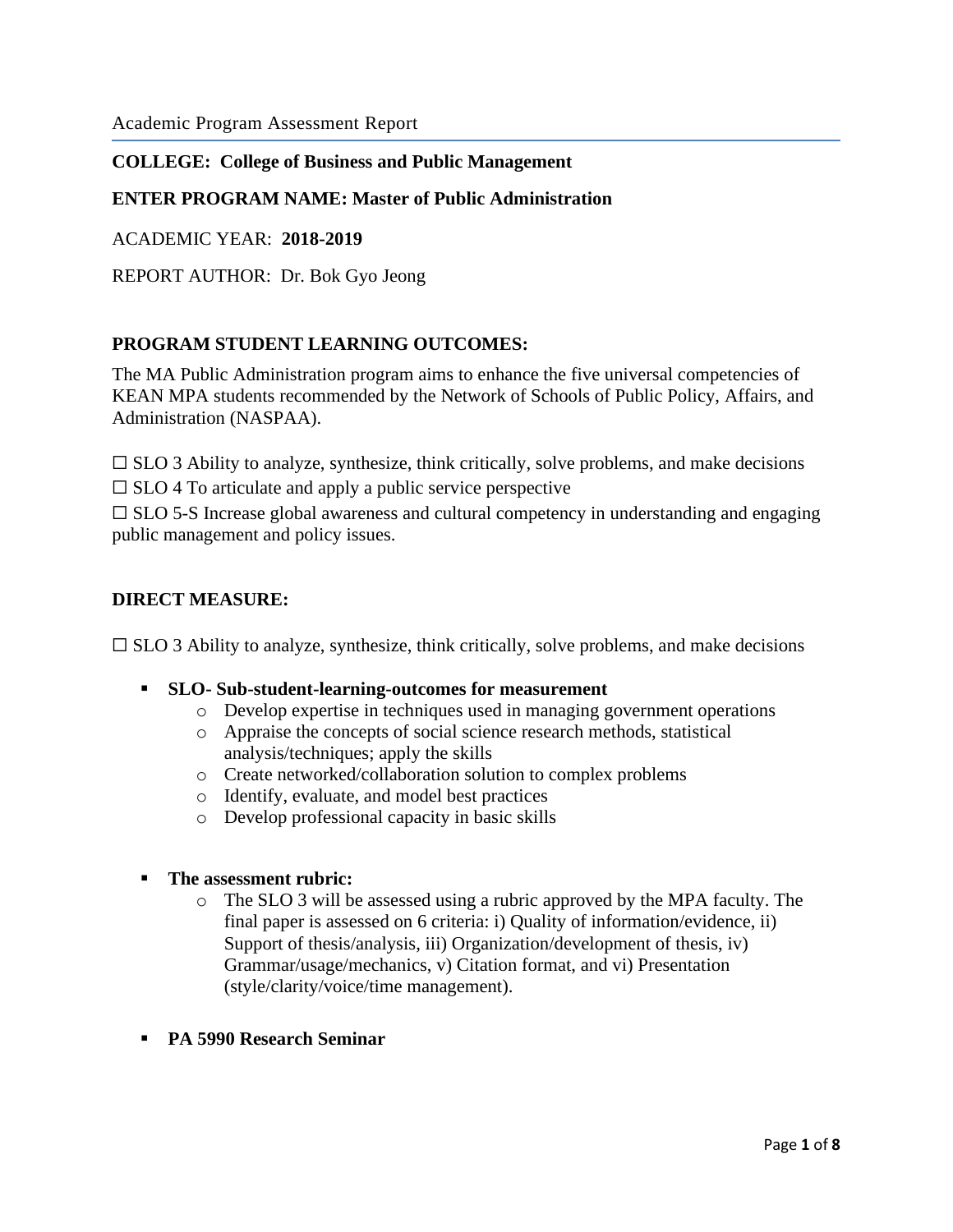Academic Program Assessment Report

**COLLEGE: College of Business and Public Management**

**ENTER PROGRAM NAME: Master of Public Administration**

ACADEMIC YEAR: **2018-2019**

REPORT AUTHOR: Dr. Bok Gyo Jeong

**PROGRAM STUDENT LEARNING OUTCOMES:**

The MA Public Administration program aims to enhance the five universal competencies of KEAN MPA students recommended by the Network of Schools of Public Policy, Affairs, and Administration (NASPAA).

☐ SLO 3 Ability to analyze, synthesize, think critically, solve problems, and make decisions

☐ SLO 4 To articulate and apply a public service perspective

☐ SLO 5-S Increase global awareness and cultural competency in understanding and engaging public management and policy issues.

**DIRECT MEASURE:**

☐ SLO 3 Ability to analyze, synthesize, think critically, solve problems, and make decisions

- **SLO- Sub-student-learning-outcomes for measurement**
  - Develop expertise in techniques used in managing government operations
  - Appraise the concepts of social science research methods, statistical analysis/techniques; apply the skills
  - Create networked/collaboration solution to complex problems
  - Identify, evaluate, and model best practices
  - Develop professional capacity in basic skills

- **The assessment rubric:**
  - The SLO 3 will be assessed using a rubric approved by the MPA faculty. The final paper is assessed on 6 criteria: i) Quality of information/evidence, ii) Support of thesis/analysis, iii) Organization/development of thesis, iv) Grammar/usage/mechanics, v) Citation format, and vi) Presentation (style/clarity/voice/time management).

- **PA 5990 Research Seminar**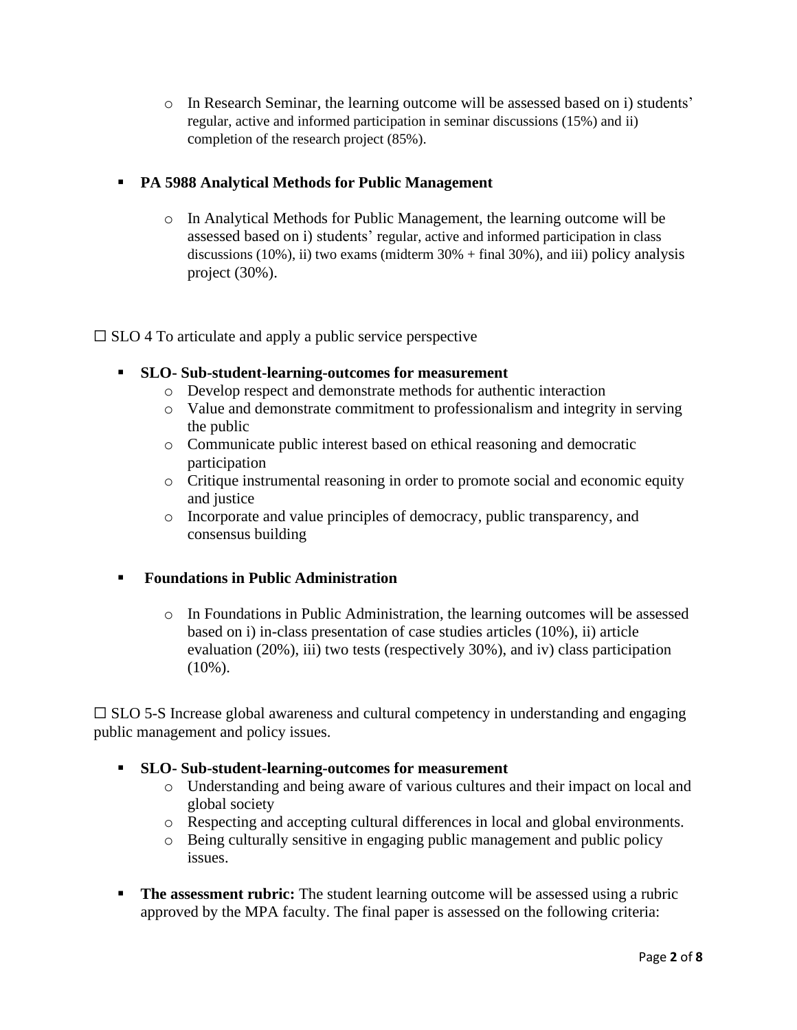- In Research Seminar, the learning outcome will be assessed based on i) students' regular, active and informed participation in seminar discussions (15%) and ii) completion of the research project (85%).

- **PA 5988 Analytical Methods for Public Management**

  - In Analytical Methods for Public Management, the learning outcome will be assessed based on i) students' regular, active and informed participation in class discussions (10%), ii) two exams (midterm 30% + final 30%), and iii) policy analysis project (30%).

☐ SLO 4 To articulate and apply a public service perspective

- **SLO- Sub-student-learning-outcomes for measurement**
  - Develop respect and demonstrate methods for authentic interaction
  - Value and demonstrate commitment to professionalism and integrity in serving the public
  - Communicate public interest based on ethical reasoning and democratic participation
  - Critique instrumental reasoning in order to promote social and economic equity and justice
  - Incorporate and value principles of democracy, public transparency, and consensus building

- **Foundations in Public Administration**

  - In Foundations in Public Administration, the learning outcomes will be assessed based on i) in-class presentation of case studies articles (10%), ii) article evaluation (20%), iii) two tests (respectively 30%), and iv) class participation (10%).

☐ SLO 5-S Increase global awareness and cultural competency in understanding and engaging public management and policy issues.

- **SLO- Sub-student-learning-outcomes for measurement**
  - Understanding and being aware of various cultures and their impact on local and global society
  - Respecting and accepting cultural differences in local and global environments.
  - Being culturally sensitive in engaging public management and public policy issues.

- **The assessment rubric:** The student learning outcome will be assessed using a rubric approved by the MPA faculty. The final paper is assessed on the following criteria: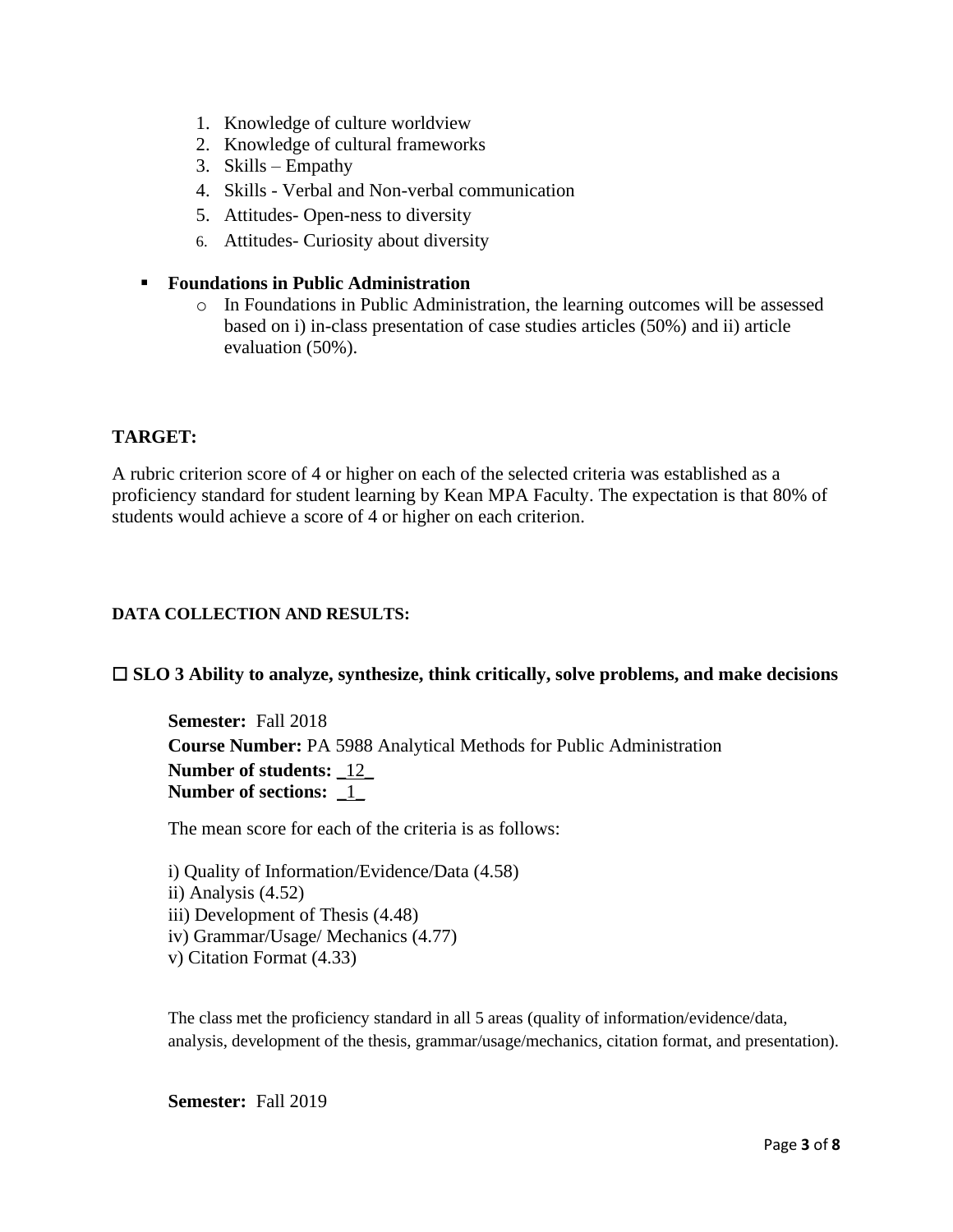1. Knowledge of culture worldview
2. Knowledge of cultural frameworks
3. Skills – Empathy
4. Skills - Verbal and Non-verbal communication
5. Attitudes- Open-ness to diversity
6. Attitudes- Curiosity about diversity

- **Foundations in Public Administration**
  - In Foundations in Public Administration, the learning outcomes will be assessed based on i) in-class presentation of case studies articles (50%) and ii) article evaluation (50%).

**TARGET:**

A rubric criterion score of 4 or higher on each of the selected criteria was established as a proficiency standard for student learning by Kean MPA Faculty. The expectation is that 80% of students would achieve a score of 4 or higher on each criterion.

**DATA COLLECTION AND RESULTS:**

☐ **SLO 3 Ability to analyze, synthesize, think critically, solve problems, and make decisions**

**Semester:** Fall 2018
**Course Number:** PA 5988 Analytical Methods for Public Administration
**Number of students:** _12_
**Number of sections:** _1_

The mean score for each of the criteria is as follows:

i) Quality of Information/Evidence/Data (4.58)
ii) Analysis (4.52)
iii) Development of Thesis (4.48)
iv) Grammar/Usage/ Mechanics (4.77)
v) Citation Format (4.33)

The class met the proficiency standard in all 5 areas (quality of information/evidence/data, analysis, development of the thesis, grammar/usage/mechanics, citation format, and presentation).

**Semester:** Fall 2019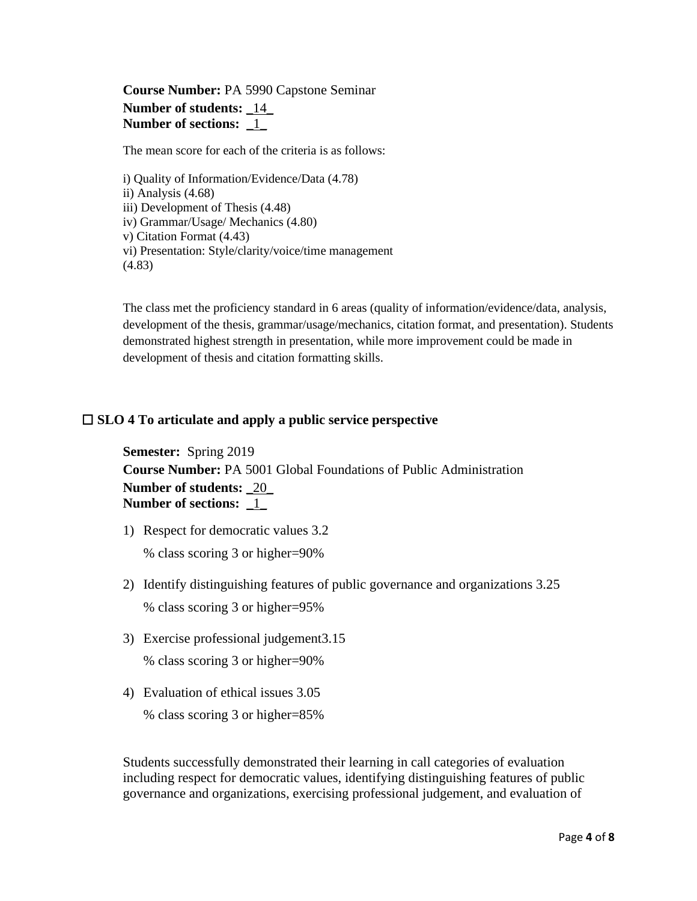**Course Number:** PA 5990 Capstone Seminar
**Number of students:** _14_
**Number of sections:** _1_

The mean score for each of the criteria is as follows:

i) Quality of Information/Evidence/Data (4.78)
ii) Analysis (4.68)
iii) Development of Thesis (4.48)
iv) Grammar/Usage/ Mechanics (4.80)
v) Citation Format (4.43)
vi) Presentation: Style/clarity/voice/time management (4.83)

The class met the proficiency standard in 6 areas (quality of information/evidence/data, analysis, development of the thesis, grammar/usage/mechanics, citation format, and presentation). Students demonstrated highest strength in presentation, while more improvement could be made in development of thesis and citation formatting skills.

☐ **SLO 4 To articulate and apply a public service perspective**

**Semester:** Spring 2019
**Course Number:** PA 5001 Global Foundations of Public Administration
**Number of students:** _20_
**Number of sections:** _1_

1) Respect for democratic values 3.2
   % class scoring 3 or higher=90%
2) Identify distinguishing features of public governance and organizations 3.25
   % class scoring 3 or higher=95%
3) Exercise professional judgement3.15
   % class scoring 3 or higher=90%
4) Evaluation of ethical issues 3.05
   % class scoring 3 or higher=85%

Students successfully demonstrated their learning in call categories of evaluation including respect for democratic values, identifying distinguishing features of public governance and organizations, exercising professional judgement, and evaluation of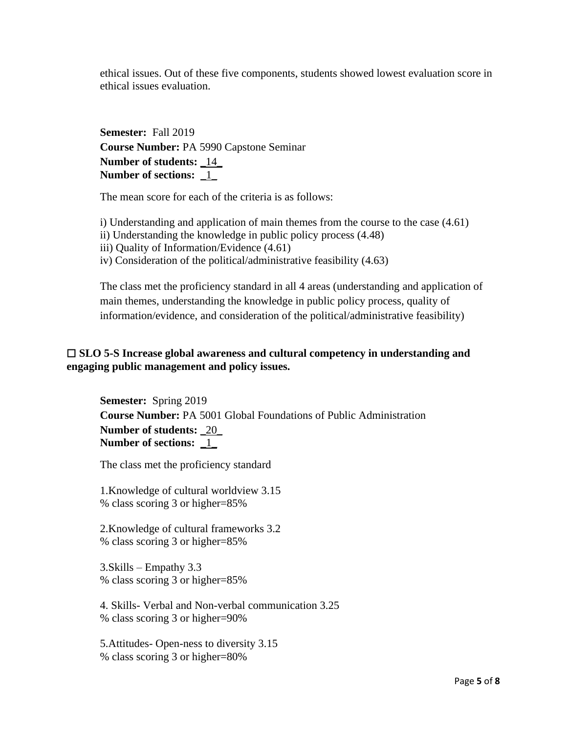ethical issues. Out of these five components, students showed lowest evaluation score in ethical issues evaluation.

**Semester:** Fall 2019
**Course Number:** PA 5990 Capstone Seminar
**Number of students:** _14_
**Number of sections:** _1_

The mean score for each of the criteria is as follows:

i) Understanding and application of main themes from the course to the case (4.61)
ii) Understanding the knowledge in public policy process (4.48)
iii) Quality of Information/Evidence (4.61)
iv) Consideration of the political/administrative feasibility (4.63)

The class met the proficiency standard in all 4 areas (understanding and application of main themes, understanding the knowledge in public policy process, quality of information/evidence, and consideration of the political/administrative feasibility)

☐ **SLO 5-S Increase global awareness and cultural competency in understanding and engaging public management and policy issues.**

**Semester:** Spring 2019
**Course Number:** PA 5001 Global Foundations of Public Administration
**Number of students:** _20_
**Number of sections:** _1_

The class met the proficiency standard

1.Knowledge of cultural worldview 3.15
% class scoring 3 or higher=85%

2.Knowledge of cultural frameworks 3.2
% class scoring 3 or higher=85%

3.Skills – Empathy 3.3
% class scoring 3 or higher=85%

4. Skills- Verbal and Non-verbal communication 3.25
% class scoring 3 or higher=90%

5.Attitudes- Open-ness to diversity 3.15
% class scoring 3 or higher=80%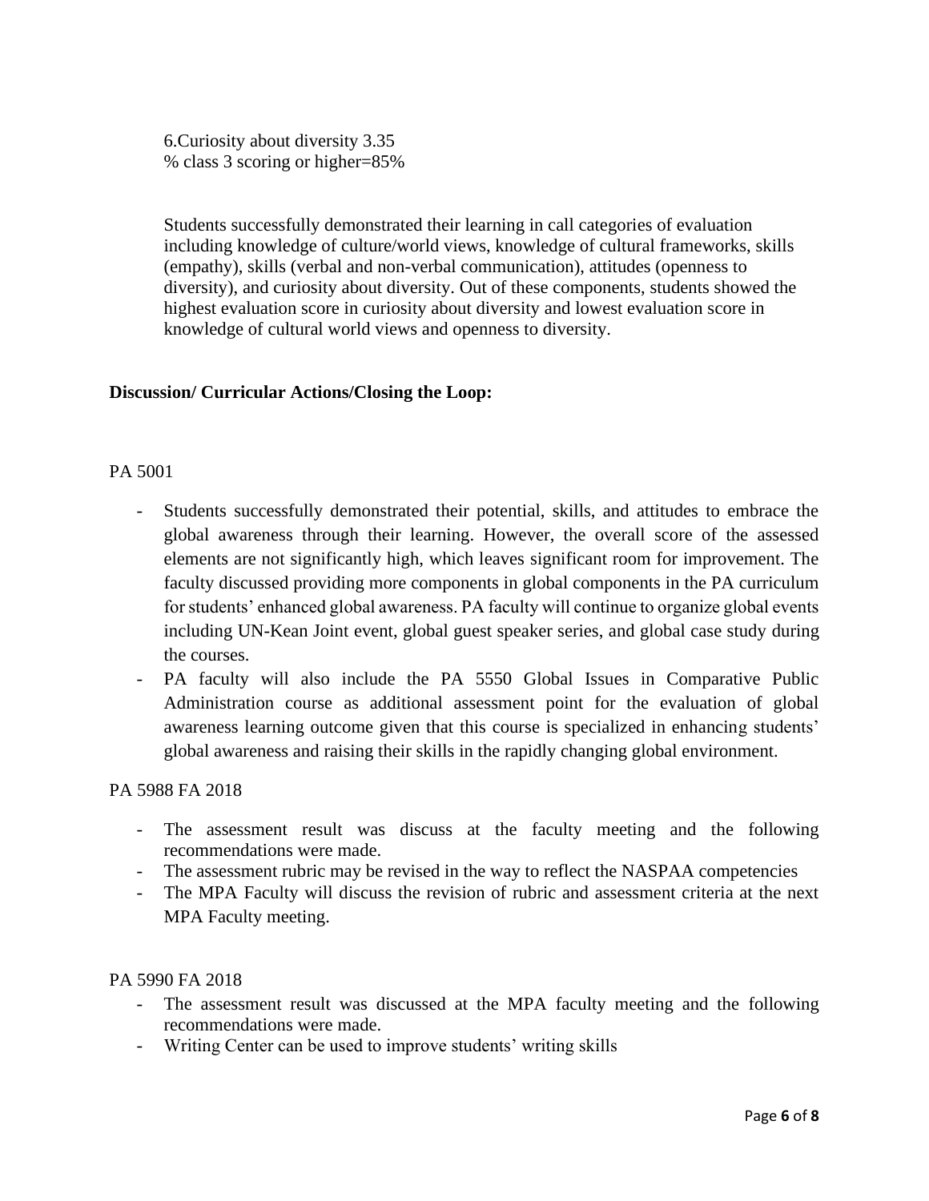6.Curiosity about diversity 3.35
% class 3 scoring or higher=85%

Students successfully demonstrated their learning in call categories of evaluation including knowledge of culture/world views, knowledge of cultural frameworks, skills (empathy), skills (verbal and non-verbal communication), attitudes (openness to diversity), and curiosity about diversity. Out of these components, students showed the highest evaluation score in curiosity about diversity and lowest evaluation score in knowledge of cultural world views and openness to diversity.

**Discussion/ Curricular Actions/Closing the Loop:**

PA 5001

- Students successfully demonstrated their potential, skills, and attitudes to embrace the global awareness through their learning. However, the overall score of the assessed elements are not significantly high, which leaves significant room for improvement. The faculty discussed providing more components in global components in the PA curriculum for students' enhanced global awareness. PA faculty will continue to organize global events including UN-Kean Joint event, global guest speaker series, and global case study during the courses.
- PA faculty will also include the PA 5550 Global Issues in Comparative Public Administration course as additional assessment point for the evaluation of global awareness learning outcome given that this course is specialized in enhancing students' global awareness and raising their skills in the rapidly changing global environment.

PA 5988 FA 2018

- The assessment result was discuss at the faculty meeting and the following recommendations were made.
- The assessment rubric may be revised in the way to reflect the NASPAA competencies
- The MPA Faculty will discuss the revision of rubric and assessment criteria at the next MPA Faculty meeting.

PA 5990 FA 2018

- The assessment result was discussed at the MPA faculty meeting and the following recommendations were made.
- Writing Center can be used to improve students' writing skills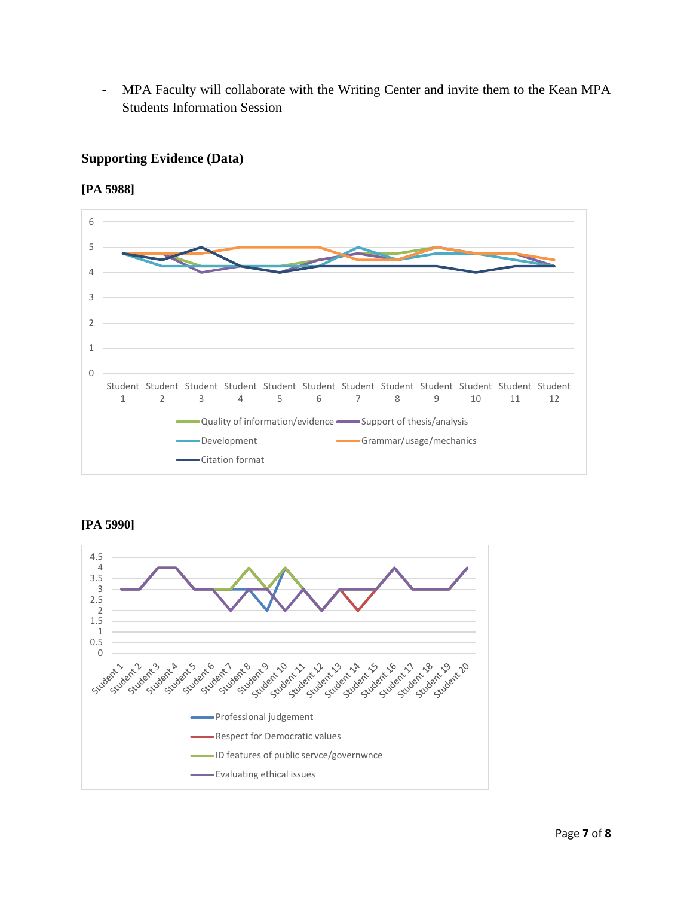- MPA Faculty will collaborate with the Writing Center and invite them to the Kean MPA Students Information Session

## Supporting Evidence (Data)

**[PA 5988]**

**[PA 5990]**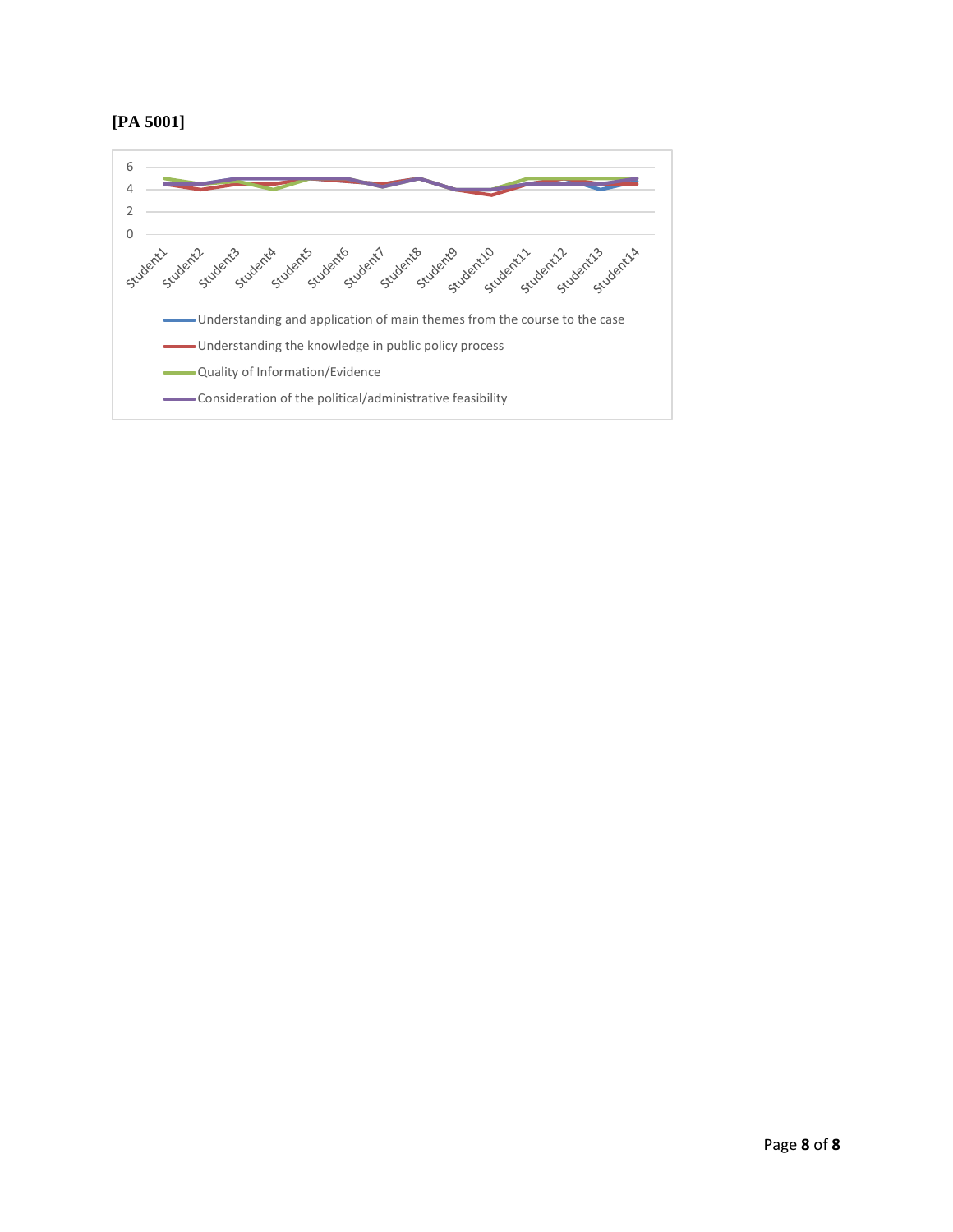**[PA 5001]**

6
4
2
0

Student1 Student2 Student3 Student4 Student5 Student6 Student7 Student8 Student9 Student10 Student11 Student12 Student13 Student14

Understanding and application of main themes from the course to the case
Understanding the knowledge in public policy process
Quality of Information/Evidence
Consideration of the political/administrative feasibility